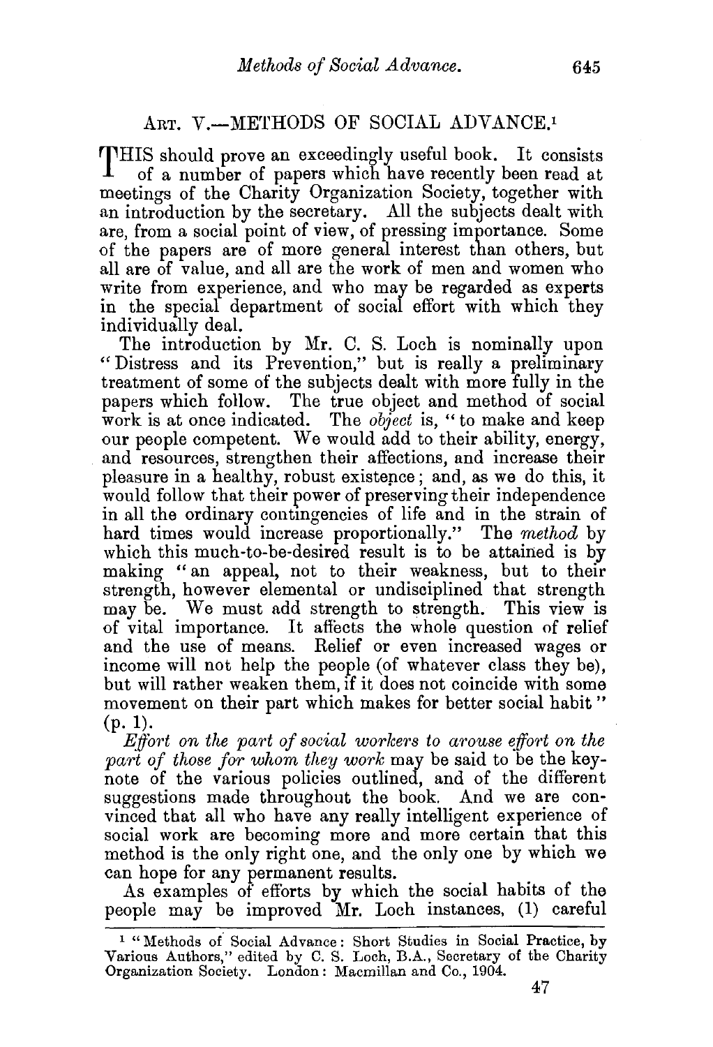## Art. V.—METHODS OF SOCIAL ADVANCE.[1]

THIS should prove an exceedingly useful book. It consists of a number of papers which have recently been read at meetings of the Charity Organization Society, together with an introduction by the secretary. All the subjects dealt with are, from a social point of view, of pressing importance. Some of the papers are of more general interest than others, but all are of value, and all are the work of men and women who write from experience, and who may be regarded as experts in the special department of social effort with which they individually deal.

The introduction by Mr. C. S. Loch is nominally upon "Distress and its Prevention," but is really a preliminary treatment of some of the subjects dealt with more fully in the papers which follow. The true object and method of social work is at once indicated. The *object* is, "to make and keep our people competent. We would add to their ability, energy, and resources, strengthen their affections, and increase their pleasure in a healthy, robust existence; and, as we do this, it would follow that their power of preserving their independence in all the ordinary contingencies of life and in the strain of hard times would increase proportionally." The *method* by which this much-to-be-desired result is to be attained is by making "an appeal, not to their weakness, but to their strength, however elemental or undisciplined that strength may be. We must add strength to strength. This view is of vital importance. It affects the whole question of relief and the use of means. Relief or even increased wages or income will not help the people (of whatever class they be), but will rather weaken them, if it does not coincide with some movement on their part which makes for better social habit" (p. 1).

*Effort on the part of social workers to arouse effort on the part of those for whom they work* may be said to be the keynote of the various policies outlined, and of the different suggestions made throughout the book. And we are convinced that all who have any really intelligent experience of social work are becoming more and more certain that this method is the only right one, and the only one by which we can hope for any permanent results.

As examples of efforts by which the social habits of the people may be improved Mr. Loch instances, (1) careful

---

[1] "Methods of Social Advance: Short Studies in Social Practice, by Various Authors," edited by C. S. Loch, B.A., Secretary of the Charity Organization Society. London: Macmillan and Co., 1904.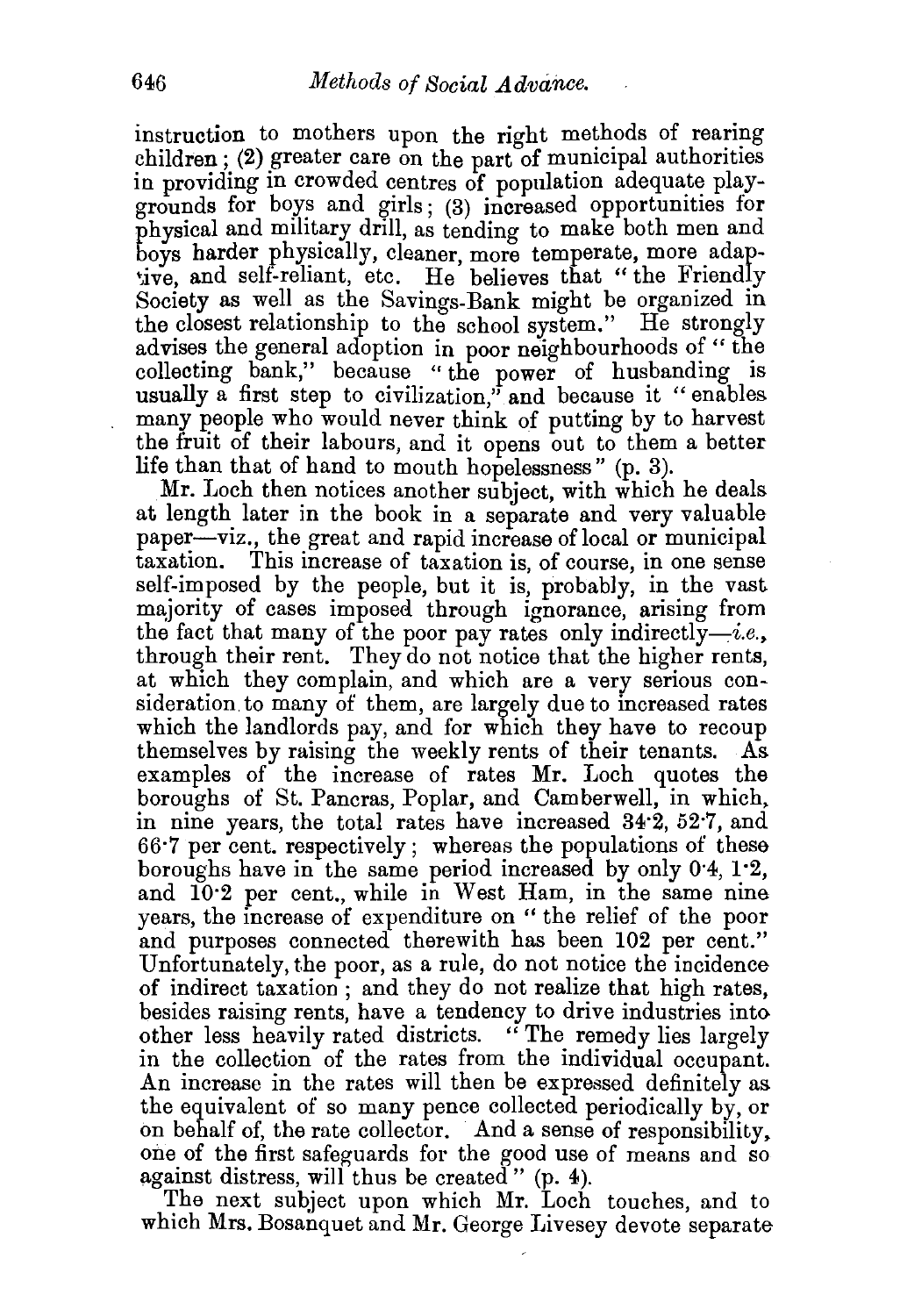instruction to mothers upon the right methods of rearing children; (2) greater care on the part of municipal authorities in providing in crowded centres of population adequate play-grounds for boys and girls; (3) increased opportunities for physical and military drill, as tending to make both men and boys harder physically, cleaner, more temperate, more adaptive, and self-reliant, etc. He believes that "the Friendly Society as well as the Savings-Bank might be organized in the closest relationship to the school system." He strongly advises the general adoption in poor neighbourhoods of "the collecting bank," because "the power of husbanding is usually a first step to civilization," and because it "enables many people who would never think of putting by to harvest the fruit of their labours, and it opens out to them a better life than that of hand to mouth hopelessness" (p. 3).

Mr. Loch then notices another subject, with which he deals at length later in the book in a separate and very valuable paper—viz., the great and rapid increase of local or municipal taxation. This increase of taxation is, of course, in one sense self-imposed by the people, but it is, probably, in the vast majority of cases imposed through ignorance, arising from the fact that many of the poor pay rates only indirectly—*i.e.*, through their rent. They do not notice that the higher rents, at which they complain, and which are a very serious consideration to many of them, are largely due to increased rates which the landlords pay, and for which they have to recoup themselves by raising the weekly rents of their tenants. As examples of the increase of rates Mr. Loch quotes the boroughs of St. Pancras, Poplar, and Camberwell, in which, in nine years, the total rates have increased 34·2, 52·7, and 66·7 per cent. respectively; whereas the populations of these boroughs have in the same period increased by only 0·4, 1·2, and 10·2 per cent., while in West Ham, in the same nine years, the increase of expenditure on "the relief of the poor and purposes connected therewith has been 102 per cent." Unfortunately, the poor, as a rule, do not notice the incidence of indirect taxation; and they do not realize that high rates, besides raising rents, have a tendency to drive industries into other less heavily rated districts. "The remedy lies largely in the collection of the rates from the individual occupant. An increase in the rates will then be expressed definitely as the equivalent of so many pence collected periodically by, or on behalf of, the rate collector. And a sense of responsibility, one of the first safeguards for the good use of means and so against distress, will thus be created" (p. 4).

The next subject upon which Mr. Loch touches, and to which Mrs. Bosanquet and Mr. George Livesey devote separate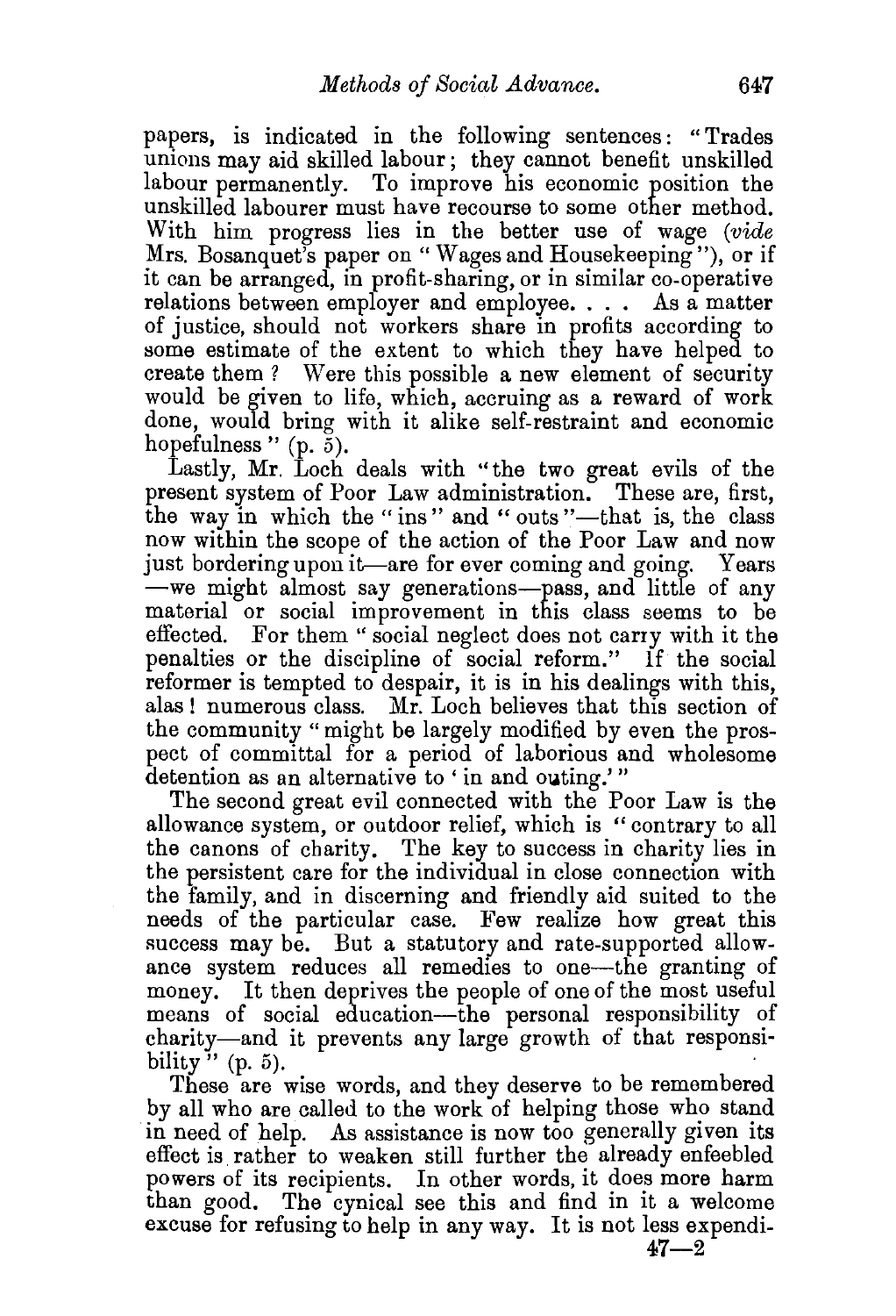papers, is indicated in the following sentences: "Trades unions may aid skilled labour; they cannot benefit unskilled labour permanently. To improve his economic position the unskilled labourer must have recourse to some other method. With him progress lies in the better use of wage (*vide* Mrs. Bosanquet's paper on "Wages and Housekeeping"), or if it can be arranged, in profit-sharing, or in similar co-operative relations between employer and employee. . . . As a matter of justice, should not workers share in profits according to some estimate of the extent to which they have helped to create them? Were this possible a new element of security would be given to life, which, accruing as a reward of work done, would bring with it alike self-restraint and economic hopefulness" (p. 5).

Lastly, Mr. Loch deals with "the two great evils of the present system of Poor Law administration. These are, first, the way in which the "ins" and "outs"—that is, the class now within the scope of the action of the Poor Law and now just bordering upon it—are for ever coming and going. Years —we might almost say generations—pass, and little of any material or social improvement in this class seems to be effected. For them "social neglect does not carry with it the penalties or the discipline of social reform." If the social reformer is tempted to despair, it is in his dealings with this, alas! numerous class. Mr. Loch believes that this section of the community "might be largely modified by even the prospect of committal for a period of laborious and wholesome detention as an alternative to 'in and outing.'"

The second great evil connected with the Poor Law is the allowance system, or outdoor relief, which is "contrary to all the canons of charity. The key to success in charity lies in the persistent care for the individual in close connection with the family, and in discerning and friendly aid suited to the needs of the particular case. Few realize how great this success may be. But a statutory and rate-supported allowance system reduces all remedies to one—the granting of money. It then deprives the people of one of the most useful means of social education—the personal responsibility of charity—and it prevents any large growth of that responsibility" (p. 5).

These are wise words, and they deserve to be remembered by all who are called to the work of helping those who stand in need of help. As assistance is now too generally given its effect is rather to weaken still further the already enfeebled powers of its recipients. In other words, it does more harm than good. The cynical see this and find in it a welcome excuse for refusing to help in any way. It is not less expendi-

47—2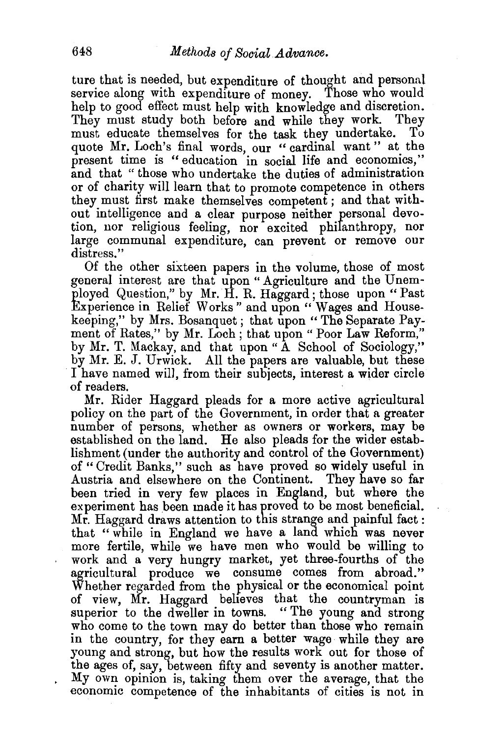ture that is needed, but expenditure of thought and personal service along with expenditure of money. Those who would help to good effect must help with knowledge and discretion. They must study both before and while they work. They must educate themselves for the task they undertake. To quote Mr. Loch's final words, our "cardinal want" at the present time is "education in social life and economics," and that "those who undertake the duties of administration or of charity will learn that to promote competence in others they must first make themselves competent; and that without intelligence and a clear purpose neither personal devotion, nor religious feeling, nor excited philanthropy, nor large communal expenditure, can prevent or remove our distress."

Of the other sixteen papers in the volume, those of most general interest are that upon "Agriculture and the Unemployed Question," by Mr. H. R. Haggard; those upon "Past Experience in Relief Works" and upon "Wages and Housekeeping," by Mrs. Bosanquet; that upon "The Separate Payment of Rates," by Mr. Loch; that upon "Poor Law Reform," by Mr. T. Mackay, and that upon "A School of Sociology," by Mr. E. J. Urwick. All the papers are valuable, but these I have named will, from their subjects, interest a wider circle of readers.

Mr. Rider Haggard pleads for a more active agricultural policy on the part of the Government, in order that a greater number of persons, whether as owners or workers, may be established on the land. He also pleads for the wider establishment (under the authority and control of the Government) of "Credit Banks," such as have proved so widely useful in Austria and elsewhere on the Continent. They have so far been tried in very few places in England, but where the experiment has been made it has proved to be most beneficial. Mr. Haggard draws attention to this strange and painful fact: that "while in England we have a land which was never more fertile, while we have men who would be willing to work and a very hungry market, yet three-fourths of the agricultural produce we consume comes from abroad." Whether regarded from the physical or the economical point of view, Mr. Haggard believes that the countryman is superior to the dweller in towns. "The young and strong who come to the town may do better than those who remain in the country, for they earn a better wage while they are young and strong, but how the results work out for those of the ages of, say, between fifty and seventy is another matter. My own opinion is, taking them over the average, that the economic competence of the inhabitants of cities is not in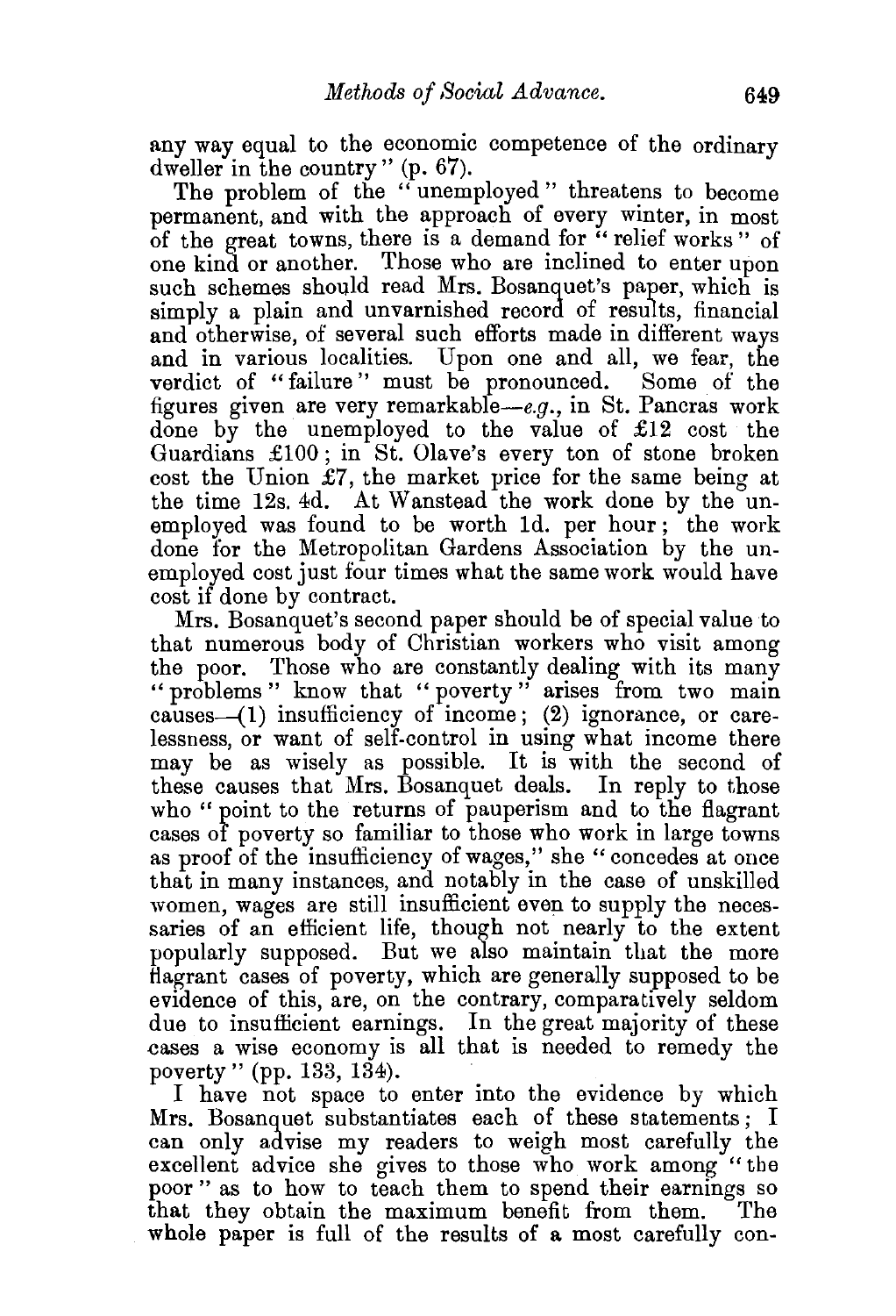any way equal to the economic competence of the ordinary dweller in the country" (p. 67).

The problem of the "unemployed" threatens to become permanent, and with the approach of every winter, in most of the great towns, there is a demand for "relief works" of one kind or another. Those who are inclined to enter upon such schemes should read Mrs. Bosanquet's paper, which is simply a plain and unvarnished record of results, financial and otherwise, of several such efforts made in different ways and in various localities. Upon one and all, we fear, the verdict of "failure" must be pronounced. Some of the figures given are very remarkable—*e.g.*, in St. Pancras work done by the unemployed to the value of £12 cost the Guardians £100; in St. Olave's every ton of stone broken cost the Union £7, the market price for the same being at the time 12s. 4d. At Wanstead the work done by the unemployed was found to be worth 1d. per hour; the work done for the Metropolitan Gardens Association by the unemployed cost just four times what the same work would have cost if done by contract.

Mrs. Bosanquet's second paper should be of special value to that numerous body of Christian workers who visit among the poor. Those who are constantly dealing with its many "problems" know that "poverty" arises from two main causes—(1) insufficiency of income; (2) ignorance, or carelessness, or want of self-control in using what income there may be as wisely as possible. It is with the second of these causes that Mrs. Bosanquet deals. In reply to those who "point to the returns of pauperism and to the flagrant cases of poverty so familiar to those who work in large towns as proof of the insufficiency of wages," she "concedes at once that in many instances, and notably in the case of unskilled women, wages are still insufficient even to supply the necessaries of an efficient life, though not nearly to the extent popularly supposed. But we also maintain that the more flagrant cases of poverty, which are generally supposed to be evidence of this, are, on the contrary, comparatively seldom due to insufficient earnings. In the great majority of these cases a wise economy is all that is needed to remedy the poverty" (pp. 133, 134).

I have not space to enter into the evidence by which Mrs. Bosanquet substantiates each of these statements; I can only advise my readers to weigh most carefully the excellent advice she gives to those who work among "the poor" as to how to teach them to spend their earnings so that they obtain the maximum benefit from them. The whole paper is full of the results of a most carefully con-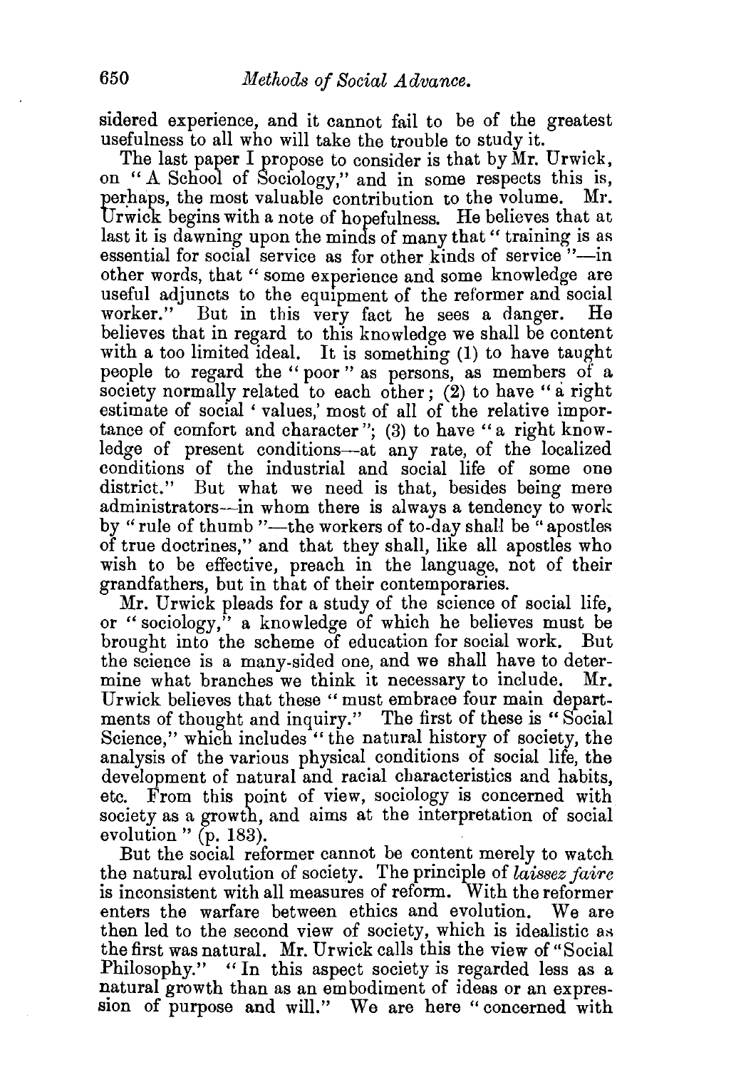sidered experience, and it cannot fail to be of the greatest usefulness to all who will take the trouble to study it.

The last paper I propose to consider is that by Mr. Urwick, on "A School of Sociology," and in some respects this is, perhaps, the most valuable contribution to the volume. Mr. Urwick begins with a note of hopefulness. He believes that at last it is dawning upon the minds of many that "training is as essential for social service as for other kinds of service"—in other words, that "some experience and some knowledge are useful adjuncts to the equipment of the reformer and social worker." But in this very fact he sees a danger. He believes that in regard to this knowledge we shall be content with a too limited ideal. It is something (1) to have taught people to regard the "poor" as persons, as members of a society normally related to each other; (2) to have "a right estimate of social 'values,' most of all of the relative importance of comfort and character"; (3) to have "a right knowledge of present conditions—at any rate, of the localized conditions of the industrial and social life of some one district." But what we need is that, besides being mere administrators—in whom there is always a tendency to work by "rule of thumb"—the workers of to-day shall be "apostles of true doctrines," and that they shall, like all apostles who wish to be effective, preach in the language, not of their grandfathers, but in that of their contemporaries.

Mr. Urwick pleads for a study of the science of social life, or "sociology," a knowledge of which he believes must be brought into the scheme of education for social work. But the science is a many-sided one, and we shall have to determine what branches we think it necessary to include. Mr. Urwick believes that these "must embrace four main departments of thought and inquiry." The first of these is "Social Science," which includes "the natural history of society, the analysis of the various physical conditions of social life, the development of natural and racial characteristics and habits, etc. From this point of view, sociology is concerned with society as a growth, and aims at the interpretation of social evolution" (p. 183).

But the social reformer cannot be content merely to watch the natural evolution of society. The principle of *laissez faire* is inconsistent with all measures of reform. With the reformer enters the warfare between ethics and evolution. We are then led to the second view of society, which is idealistic as the first was natural. Mr. Urwick calls this the view of "Social Philosophy." "In this aspect society is regarded less as a natural growth than as an embodiment of ideas or an expression of purpose and will." We are here "concerned with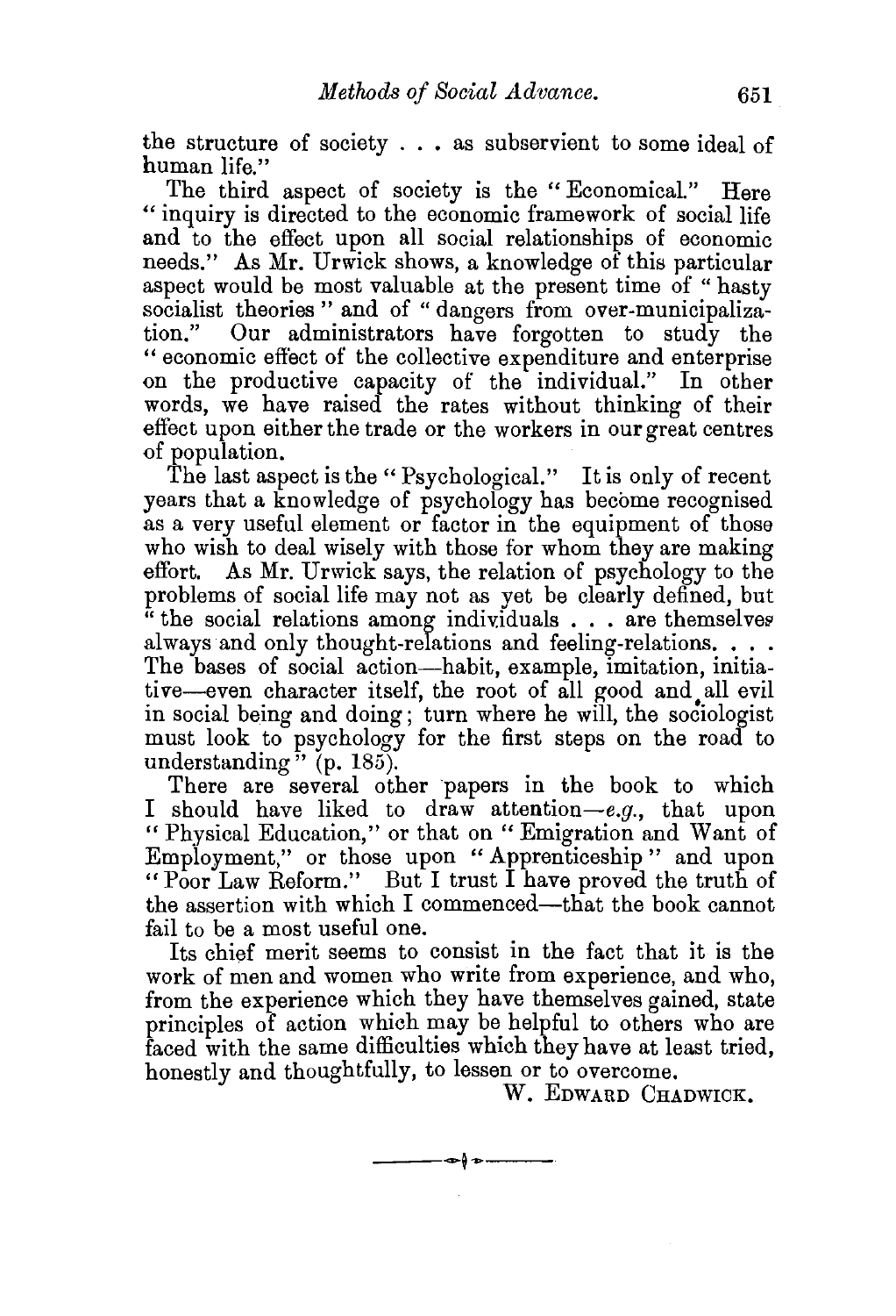the structure of society . . . as subservient to some ideal of human life."

The third aspect of society is the "Economical." Here "inquiry is directed to the economic framework of social life and to the effect upon all social relationships of economic needs." As Mr. Urwick shows, a knowledge of this particular aspect would be most valuable at the present time of "hasty socialist theories" and of "dangers from over-municipalization." Our administrators have forgotten to study the "economic effect of the collective expenditure and enterprise on the productive capacity of the individual." In other words, we have raised the rates without thinking of their effect upon either the trade or the workers in our great centres of population.

The last aspect is the "Psychological." It is only of recent years that a knowledge of psychology has become recognised as a very useful element or factor in the equipment of those who wish to deal wisely with those for whom they are making effort. As Mr. Urwick says, the relation of psychology to the problems of social life may not as yet be clearly defined, but "the social relations among individuals . . . are themselves always and only thought-relations and feeling-relations. . . . The bases of social action—habit, example, imitation, initiative—even character itself, the root of all good and all evil in social being and doing; turn where he will, the sociologist must look to psychology for the first steps on the road to understanding" (p. 185).

There are several other papers in the book to which I should have liked to draw attention—*e.g.*, that upon "Physical Education," or that on "Emigration and Want of Employment," or those upon "Apprenticeship" and upon "Poor Law Reform." But I trust I have proved the truth of the assertion with which I commenced—that the book cannot fail to be a most useful one.

Its chief merit seems to consist in the fact that it is the work of men and women who write from experience, and who, from the experience which they have themselves gained, state principles of action which may be helpful to others who are faced with the same difficulties which they have at least tried, honestly and thoughtfully, to lessen or to overcome.

W. EDWARD CHADWICK.